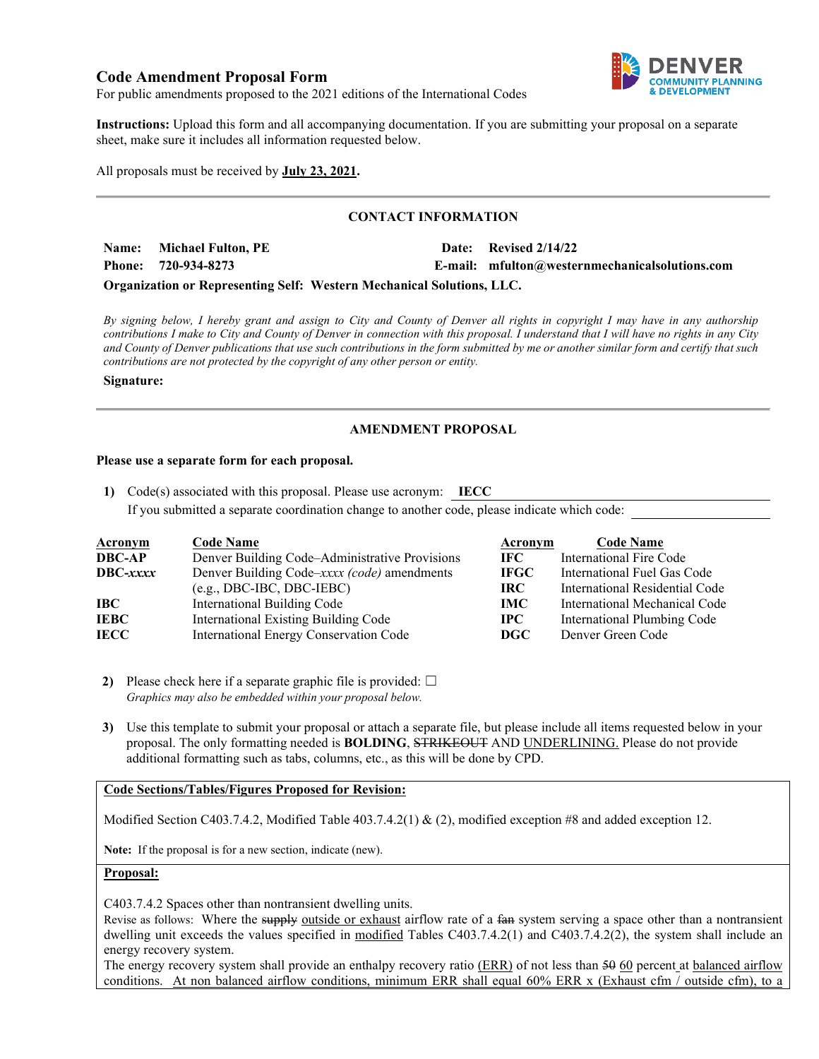# Code Amendment Proposal Form

For public amendments proposed to the 2021 editions of the International Codes

**Instructions:** Upload this form and all accompanying documentation. If you are submitting your proposal on a separate sheet, make sure it includes all information requested below.

All proposals must be received by **<u>July 23, 2021</u>.**

## CONTACT INFORMATION

**Name: Michael Fulton, PE** **Date: Revised 2/14/22**

**Phone: 720-934-8273** **E-mail: mfulton@westernmechanicalsolutions.com**

**Organization or Representing Self: Western Mechanical Solutions, LLC.**

*By signing below, I hereby grant and assign to City and County of Denver all rights in copyright I may have in any authorship contributions I make to City and County of Denver in connection with this proposal. I understand that I will have no rights in any City and County of Denver publications that use such contributions in the form submitted by me or another similar form and certify that such contributions are not protected by the copyright of any other person or entity.*

**Signature:**

## AMENDMENT PROPOSAL

**Please use a separate form for each proposal.**

1) Code(s) associated with this proposal. Please use acronym: **IECC**
   If you submitted a separate coordination change to another code, please indicate which code:

| Acronym | Code Name | Acronym | Code Name |
|---|---|---|---|
| **DBC-AP** | Denver Building Code–Administrative Provisions | **IFC** | International Fire Code |
| **DBC-*xxxx*** | Denver Building Code–*xxxx (code)* amendments (e.g., DBC-IBC, DBC-IEBC) | **IFGC** | International Fuel Gas Code |
| **IBC** | International Building Code | **IRC** | International Residential Code |
| **IEBC** | International Existing Building Code | **IMC** | International Mechanical Code |
| **IECC** | International Energy Conservation Code | **IPC** | International Plumbing Code |
| | | **DGC** | Denver Green Code |

2) Please check here if a separate graphic file is provided: ☐
   *Graphics may also be embedded within your proposal below.*

3) Use this template to submit your proposal or attach a separate file, but please include all items requested below in your proposal. The only formatting needed is **BOLDING**, ~~STRIKEOUT~~ AND <u>UNDERLINING.</u> Please do not provide additional formatting such as tabs, columns, etc., as this will be done by CPD.

**<u>Code Sections/Tables/Figures Proposed for Revision:</u>**

Modified Section C403.7.4.2, Modified Table 403.7.4.2(1) & (2), modified exception #8 and added exception 12.

**Note:** If the proposal is for a new section, indicate (new).

**<u>Proposal:</u>**

C403.7.4.2 Spaces other than nontransient dwelling units.

Revise as follows: Where the ~~supply~~ <u>outside or exhaust</u> airflow rate of a ~~fan~~ system serving a space other than a nontransient dwelling unit exceeds the values specified in <u>modified</u> Tables C403.7.4.2(1) and C403.7.4.2(2), the system shall include an energy recovery system.

The energy recovery system shall provide an enthalpy recovery ratio <u>(ERR)</u> of not less than ~~50~~ <u>60</u> percent <u>at balanced airflow</u> conditions. <u>At non balanced airflow conditions, minimum ERR shall equal 60% ERR x (Exhaust cfm / outside cfm), to a</u>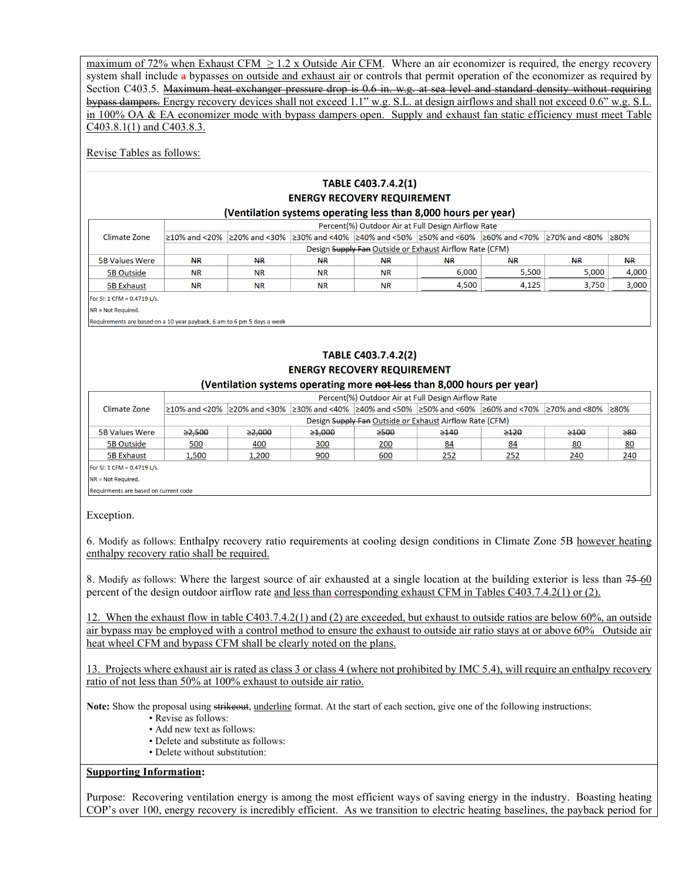maximum of 72% when Exhaust CFM ≥ 1.2 x Outside Air CFM. Where an air economizer is required, the energy recovery system shall include ~~a~~ bypasses on outside and exhaust air or controls that permit operation of the economizer as required by Section C403.5. ~~Maximum heat exchanger pressure drop is 0.6 in. w.g. at sea level and standard density without requiring bypass dampers.~~ Energy recovery devices shall not exceed 1.1" w.g. S.L. at design airflows and shall not exceed 0.6" w.g. S.L. in 100% OA & EA economizer mode with bypass dampers open. Supply and exhaust fan static efficiency must meet Table C403.8.1(1) and C403.8.3.

Revise Tables as follows:

**TABLE C403.7.4.2(1)**
**ENERGY RECOVERY REQUIREMENT**
**(Ventilation systems operating less than 8,000 hours per year)**

| Climate Zone | Percent(%) Outdoor Air at Full Design Airflow Rate | | | | | | | |
|---|---|---|---|---|---|---|---|---|
| | ≥10% and <20% | ≥20% and <30% | ≥30% and <40% | ≥40% and <50% | ≥50% and <60% | ≥60% and <70% | ≥70% and <80% | ≥80% |
| | Design ~~Supply Fan~~ Outside or Exhaust Airflow Rate (CFM) | | | | | | | |
| 5B Values Were | ~~NR~~ | ~~NR~~ | ~~NR~~ | ~~NR~~ | ~~NR~~ | ~~NR~~ | ~~NR~~ | ~~NR~~ |
| 5B Outside | NR | NR | NR | NR | 6,000 | 5,500 | 5,000 | 4,000 |
| 5B Exhaust | NR | NR | NR | NR | 4,500 | 4,125 | 3,750 | 3,000 |

For SI: 1 CFM = 0.4719 L/s.
NR = Not Required.
Requirements are based on a 10 year payback, 6 am to 6 pm 5 days a week

**TABLE C403.7.4.2(2)**
**ENERGY RECOVERY REQUIREMENT**
**(Ventilation systems operating more ~~not less~~ than 8,000 hours per year)**

| Climate Zone | Percent(%) Outdoor Air at Full Design Airflow Rate | | | | | | | |
|---|---|---|---|---|---|---|---|---|
| | ≥10% and <20% | ≥20% and <30% | ≥30% and <40% | ≥40% and <50% | ≥50% and <60% | ≥60% and <70% | ≥70% and <80% | ≥80% |
| | Design ~~Supply Fan~~ Outside or Exhaust Airflow Rate (CFM) | | | | | | | |
| 5B Values Were | ~~≥2,500~~ | ~~≥2,000~~ | ~~≥1,000~~ | ~~≥500~~ | ~~≥140~~ | ~~≥120~~ | ~~≥100~~ | ~~≥80~~ |
| 5B Outside | 500 | 400 | 300 | 200 | 84 | 84 | 80 | 80 |
| 5B Exhaust | 1,500 | 1,200 | 900 | 600 | 252 | 252 | 240 | 240 |

For SI: 1 CFM = 0.4719 L/s.
NR = Not Required.
Requirments are based on current code

Exception.

6. Modify as follows: Enthalpy recovery ratio requirements at cooling design conditions in Climate Zone 5B however heating enthalpy recovery ratio shall be required.

8. Modify as follows: Where the largest source of air exhausted at a single location at the building exterior is less than ~~75~~ 60 percent of the design outdoor airflow rate and less than corresponding exhaust CFM in Tables C403.7.4.2(1) or (2).

12. When the exhaust flow in table C403.7.4.2(1) and (2) are exceeded, but exhaust to outside ratios are below 60%, an outside air bypass may be employed with a control method to ensure the exhaust to outside air ratio stays at or above 60% Outside air heat wheel CFM and bypass CFM shall be clearly noted on the plans.

13. Projects where exhaust air is rated as class 3 or class 4 (where not prohibited by IMC 5.4), will require an enthalpy recovery ratio of not less than 50% at 100% exhaust to outside air ratio.

**Note:** Show the proposal using ~~strikeout~~, underline format. At the start of each section, give one of the following instructions:

- Revise as follows:
- Add new text as follows:
- Delete and substitute as follows:
- Delete without substitution:

**Supporting Information:**

Purpose: Recovering ventilation energy is among the most efficient ways of saving energy in the industry. Boasting heating COP's over 100, energy recovery is incredibly efficient. As we transition to electric heating baselines, the payback period for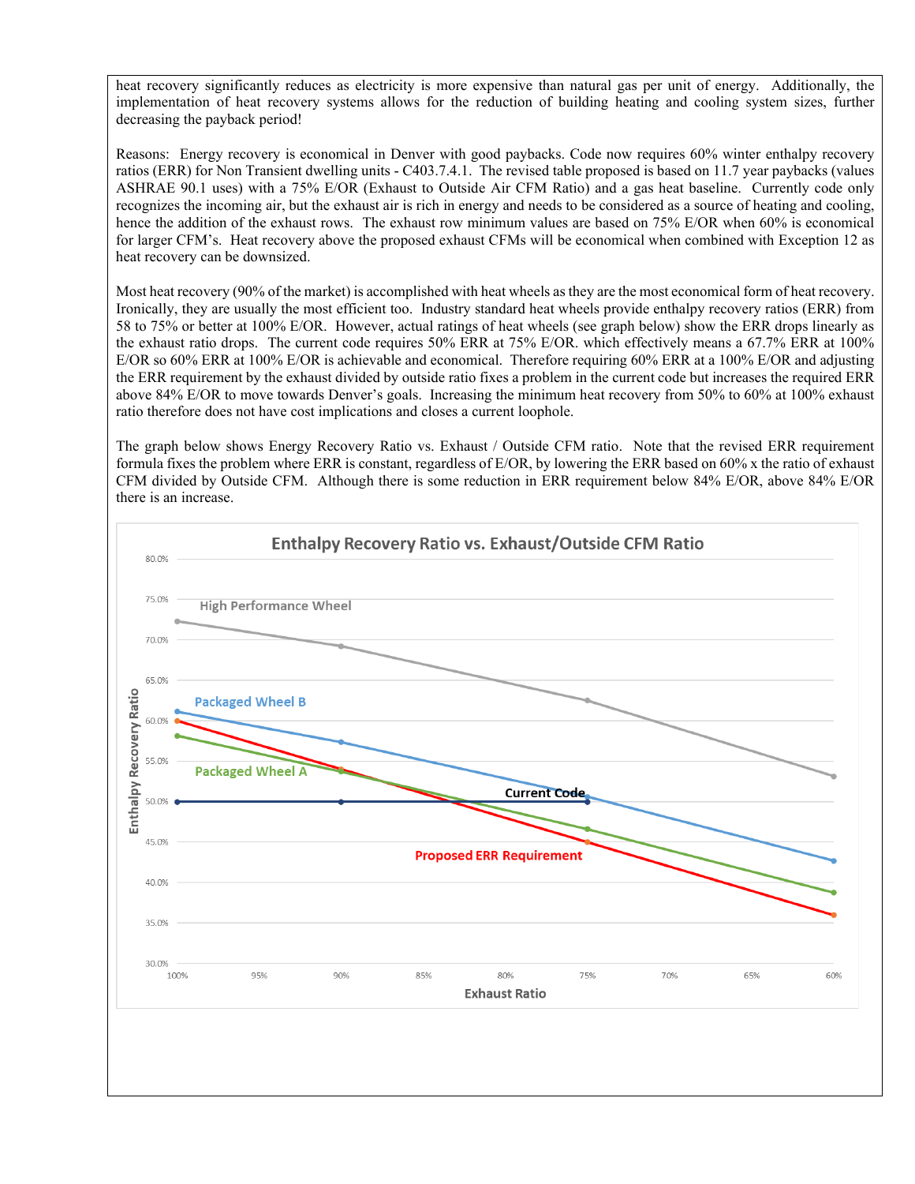heat recovery significantly reduces as electricity is more expensive than natural gas per unit of energy. Additionally, the implementation of heat recovery systems allows for the reduction of building heating and cooling system sizes, further decreasing the payback period!

Reasons: Energy recovery is economical in Denver with good paybacks. Code now requires 60% winter enthalpy recovery ratios (ERR) for Non Transient dwelling units - C403.7.4.1. The revised table proposed is based on 11.7 year paybacks (values ASHRAE 90.1 uses) with a 75% E/OR (Exhaust to Outside Air CFM Ratio) and a gas heat baseline. Currently code only recognizes the incoming air, but the exhaust air is rich in energy and needs to be considered as a source of heating and cooling, hence the addition of the exhaust rows. The exhaust row minimum values are based on 75% E/OR when 60% is economical for larger CFM's. Heat recovery above the proposed exhaust CFMs will be economical when combined with Exception 12 as heat recovery can be downsized.

Most heat recovery (90% of the market) is accomplished with heat wheels as they are the most economical form of heat recovery. Ironically, they are usually the most efficient too. Industry standard heat wheels provide enthalpy recovery ratios (ERR) from 58 to 75% or better at 100% E/OR. However, actual ratings of heat wheels (see graph below) show the ERR drops linearly as the exhaust ratio drops. The current code requires 50% ERR at 75% E/OR. which effectively means a 67.7% ERR at 100% E/OR so 60% ERR at 100% E/OR is achievable and economical. Therefore requiring 60% ERR at a 100% E/OR and adjusting the ERR requirement by the exhaust divided by outside ratio fixes a problem in the current code but increases the required ERR above 84% E/OR to move towards Denver's goals. Increasing the minimum heat recovery from 50% to 60% at 100% exhaust ratio therefore does not have cost implications and closes a current loophole.

The graph below shows Energy Recovery Ratio vs. Exhaust / Outside CFM ratio. Note that the revised ERR requirement formula fixes the problem where ERR is constant, regardless of E/OR, by lowering the ERR based on 60% x the ratio of exhaust CFM divided by Outside CFM. Although there is some reduction in ERR requirement below 84% E/OR, above 84% E/OR there is an increase.

**Enthalpy Recovery Ratio vs. Exhaust/Outside CFM Ratio**

| Exhaust Ratio | High Performance Wheel | Packaged Wheel B | Packaged Wheel A | Proposed ERR Requirement | Current Code |
|---|---|---|---|---|---|
| 100% | 72.2% | 61.1% | 58.1% | 60.0% | 50.0% |
| 90% | 69.2% | 57.3% | 53.8% | 54.0% | 50.0% |
| 75% | 62.5% | 50.6% | 46.6% | 45.0% | 50.0% |
| 60% | 53.2% | 42.7% | 38.7% | 36.0% | |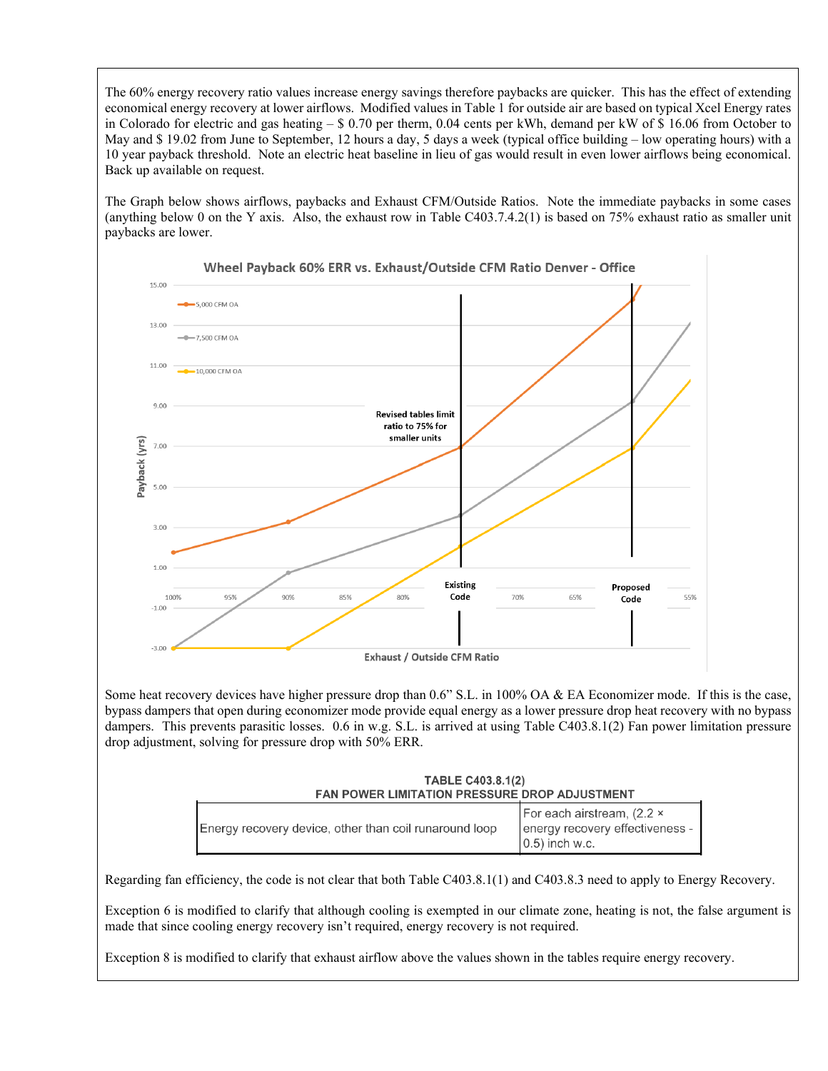The 60% energy recovery ratio values increase energy savings therefore paybacks are quicker. This has the effect of extending economical energy recovery at lower airflows. Modified values in Table 1 for outside air are based on typical Xcel Energy rates in Colorado for electric and gas heating – $ 0.70 per therm, 0.04 cents per kWh, demand per kW of $ 16.06 from October to May and $ 19.02 from June to September, 12 hours a day, 5 days a week (typical office building – low operating hours) with a 10 year payback threshold. Note an electric heat baseline in lieu of gas would result in even lower airflows being economical. Back up available on request.

The Graph below shows airflows, paybacks and Exhaust CFM/Outside Ratios. Note the immediate paybacks in some cases (anything below 0 on the Y axis. Also, the exhaust row in Table C403.7.4.2(1) is based on 75% exhaust ratio as smaller unit paybacks are lower.

**Wheel Payback 60% ERR vs. Exhaust/Outside CFM Ratio Denver - Office**

Legend: 5,000 CFM OA; 7,500 CFM OA; 10,000 CFM OA

Y axis: Payback (yrs) — -3.00 to 15.00

X axis: Exhaust / Outside CFM Ratio — 100% to 55%

Annotations: "Revised tables limit ratio to 75% for smaller units"; "Existing Code" (at 75%); "Proposed Code" (at 60%)

Some heat recovery devices have higher pressure drop than 0.6" S.L. in 100% OA & EA Economizer mode. If this is the case, bypass dampers that open during economizer mode provide equal energy as a lower pressure drop heat recovery with no bypass dampers. This prevents parasitic losses. 0.6 in w.g. S.L. is arrived at using Table C403.8.1(2) Fan power limitation pressure drop adjustment, solving for pressure drop with 50% ERR.

**TABLE C403.8.1(2)**
**FAN POWER LIMITATION PRESSURE DROP ADJUSTMENT**

| | |
|---|---|
| Energy recovery device, other than coil runaround loop | For each airstream, (2.2 × energy recovery effectiveness - 0.5) inch w.c. |

Regarding fan efficiency, the code is not clear that both Table C403.8.1(1) and C403.8.3 need to apply to Energy Recovery.

Exception 6 is modified to clarify that although cooling is exempted in our climate zone, heating is not, the false argument is made that since cooling energy recovery isn't required, energy recovery is not required.

Exception 8 is modified to clarify that exhaust airflow above the values shown in the tables require energy recovery.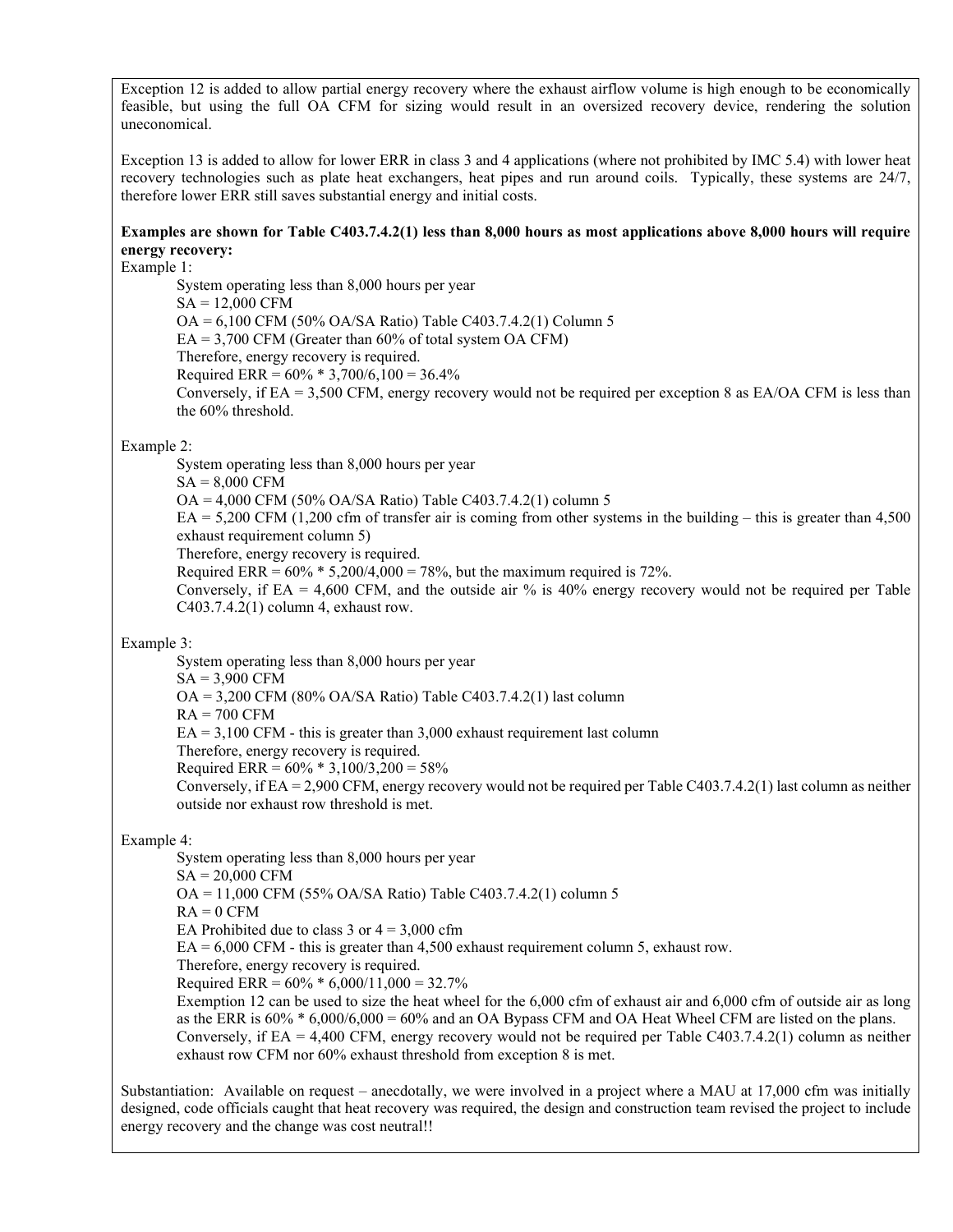Exception 12 is added to allow partial energy recovery where the exhaust airflow volume is high enough to be economically feasible, but using the full OA CFM for sizing would result in an oversized recovery device, rendering the solution uneconomical.

Exception 13 is added to allow for lower ERR in class 3 and 4 applications (where not prohibited by IMC 5.4) with lower heat recovery technologies such as plate heat exchangers, heat pipes and run around coils. Typically, these systems are 24/7, therefore lower ERR still saves substantial energy and initial costs.

**Examples are shown for Table C403.7.4.2(1) less than 8,000 hours as most applications above 8,000 hours will require energy recovery:**

Example 1:

System operating less than 8,000 hours per year
SA = 12,000 CFM
OA = 6,100 CFM (50% OA/SA Ratio) Table C403.7.4.2(1) Column 5
EA = 3,700 CFM (Greater than 60% of total system OA CFM)
Therefore, energy recovery is required.
Required ERR = 60% * 3,700/6,100 = 36.4%
Conversely, if EA = 3,500 CFM, energy recovery would not be required per exception 8 as EA/OA CFM is less than the 60% threshold.

Example 2:

System operating less than 8,000 hours per year
SA = 8,000 CFM
OA = 4,000 CFM (50% OA/SA Ratio) Table C403.7.4.2(1) column 5
EA = 5,200 CFM (1,200 cfm of transfer air is coming from other systems in the building – this is greater than 4,500 exhaust requirement column 5)
Therefore, energy recovery is required.
Required ERR = 60% * 5,200/4,000 = 78%, but the maximum required is 72%.
Conversely, if EA = 4,600 CFM, and the outside air % is 40% energy recovery would not be required per Table C403.7.4.2(1) column 4, exhaust row.

Example 3:

System operating less than 8,000 hours per year
SA = 3,900 CFM
OA = 3,200 CFM (80% OA/SA Ratio) Table C403.7.4.2(1) last column
RA = 700 CFM
EA = 3,100 CFM - this is greater than 3,000 exhaust requirement last column
Therefore, energy recovery is required.
Required ERR = 60% * 3,100/3,200 = 58%
Conversely, if EA = 2,900 CFM, energy recovery would not be required per Table C403.7.4.2(1) last column as neither outside nor exhaust row threshold is met.

Example 4:

System operating less than 8,000 hours per year
SA = 20,000 CFM
OA = 11,000 CFM (55% OA/SA Ratio) Table C403.7.4.2(1) column 5
RA = 0 CFM
EA Prohibited due to class 3 or 4 = 3,000 cfm
EA = 6,000 CFM - this is greater than 4,500 exhaust requirement column 5, exhaust row.
Therefore, energy recovery is required.
Required ERR = 60% * 6,000/11,000 = 32.7%
Exemption 12 can be used to size the heat wheel for the 6,000 cfm of exhaust air and 6,000 cfm of outside air as long as the ERR is 60% * 6,000/6,000 = 60% and an OA Bypass CFM and OA Heat Wheel CFM are listed on the plans.
Conversely, if EA = 4,400 CFM, energy recovery would not be required per Table C403.7.4.2(1) column as neither exhaust row CFM nor 60% exhaust threshold from exception 8 is met.

Substantiation: Available on request – anecdotally, we were involved in a project where a MAU at 17,000 cfm was initially designed, code officials caught that heat recovery was required, the design and construction team revised the project to include energy recovery and the change was cost neutral!!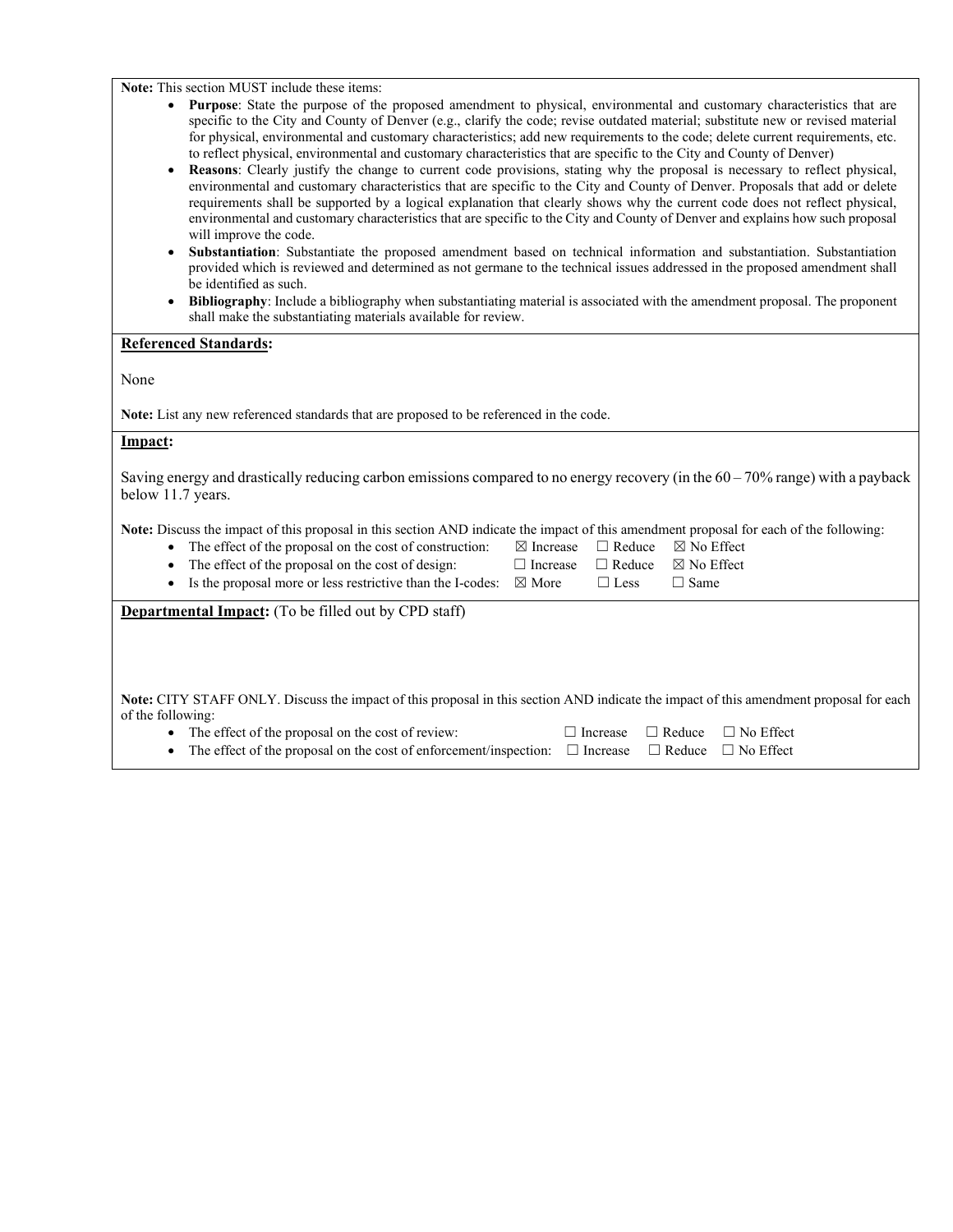**Note:** This section MUST include these items:

- **Purpose**: State the purpose of the proposed amendment to physical, environmental and customary characteristics that are specific to the City and County of Denver (e.g., clarify the code; revise outdated material; substitute new or revised material for physical, environmental and customary characteristics; add new requirements to the code; delete current requirements, etc. to reflect physical, environmental and customary characteristics that are specific to the City and County of Denver)
- **Reasons**: Clearly justify the change to current code provisions, stating why the proposal is necessary to reflect physical, environmental and customary characteristics that are specific to the City and County of Denver. Proposals that add or delete requirements shall be supported by a logical explanation that clearly shows why the current code does not reflect physical, environmental and customary characteristics that are specific to the City and County of Denver and explains how such proposal will improve the code.
- **Substantiation**: Substantiate the proposed amendment based on technical information and substantiation. Substantiation provided which is reviewed and determined as not germane to the technical issues addressed in the proposed amendment shall be identified as such.
- **Bibliography**: Include a bibliography when substantiating material is associated with the amendment proposal. The proponent shall make the substantiating materials available for review.

**Referenced Standards:**

None

**Note:** List any new referenced standards that are proposed to be referenced in the code.

**Impact:**

Saving energy and drastically reducing carbon emissions compared to no energy recovery (in the 60 – 70% range) with a payback below 11.7 years.

**Note:** Discuss the impact of this proposal in this section AND indicate the impact of this amendment proposal for each of the following:

- The effect of the proposal on the cost of construction: ☒ Increase ☐ Reduce ☒ No Effect
- The effect of the proposal on the cost of design: ☐ Increase ☐ Reduce ☒ No Effect
- Is the proposal more or less restrictive than the I-codes: ☒ More ☐ Less ☐ Same

**Departmental Impact:** (To be filled out by CPD staff)

**Note:** CITY STAFF ONLY. Discuss the impact of this proposal in this section AND indicate the impact of this amendment proposal for each of the following:

- The effect of the proposal on the cost of review: ☐ Increase ☐ Reduce ☐ No Effect
- The effect of the proposal on the cost of enforcement/inspection: ☐ Increase ☐ Reduce ☐ No Effect